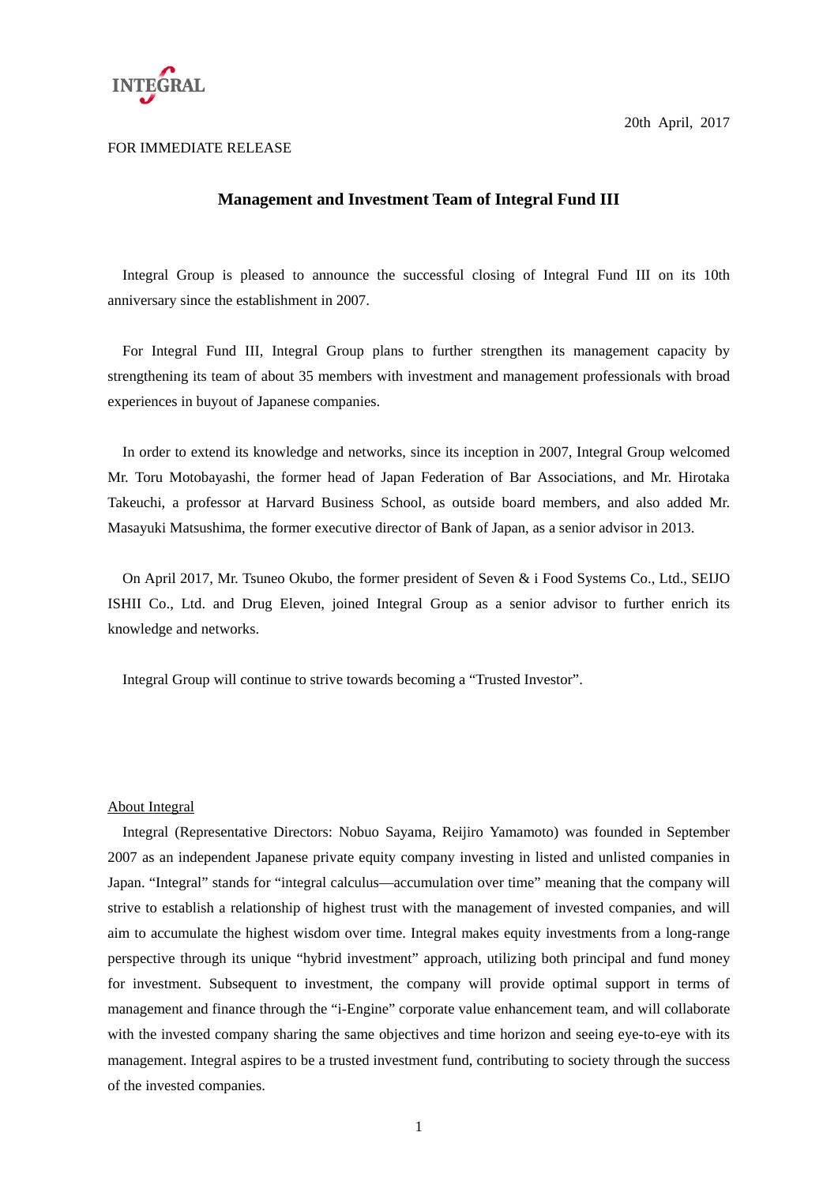INTEGRAL

20th April, 2017

FOR IMMEDIATE RELEASE

# Management and Investment Team of Integral Fund III

Integral Group is pleased to announce the successful closing of Integral Fund III on its 10th anniversary since the establishment in 2007.

For Integral Fund III, Integral Group plans to further strengthen its management capacity by strengthening its team of about 35 members with investment and management professionals with broad experiences in buyout of Japanese companies.

In order to extend its knowledge and networks, since its inception in 2007, Integral Group welcomed Mr. Toru Motobayashi, the former head of Japan Federation of Bar Associations, and Mr. Hirotaka Takeuchi, a professor at Harvard Business School, as outside board members, and also added Mr. Masayuki Matsushima, the former executive director of Bank of Japan, as a senior advisor in 2013.

On April 2017, Mr. Tsuneo Okubo, the former president of Seven & i Food Systems Co., Ltd., SEIJO ISHII Co., Ltd. and Drug Eleven, joined Integral Group as a senior advisor to further enrich its knowledge and networks.

Integral Group will continue to strive towards becoming a "Trusted Investor".

## About Integral

Integral (Representative Directors: Nobuo Sayama, Reijiro Yamamoto) was founded in September 2007 as an independent Japanese private equity company investing in listed and unlisted companies in Japan. "Integral" stands for "integral calculus—accumulation over time" meaning that the company will strive to establish a relationship of highest trust with the management of invested companies, and will aim to accumulate the highest wisdom over time. Integral makes equity investments from a long-range perspective through its unique "hybrid investment" approach, utilizing both principal and fund money for investment. Subsequent to investment, the company will provide optimal support in terms of management and finance through the "i-Engine" corporate value enhancement team, and will collaborate with the invested company sharing the same objectives and time horizon and seeing eye-to-eye with its management. Integral aspires to be a trusted investment fund, contributing to society through the success of the invested companies.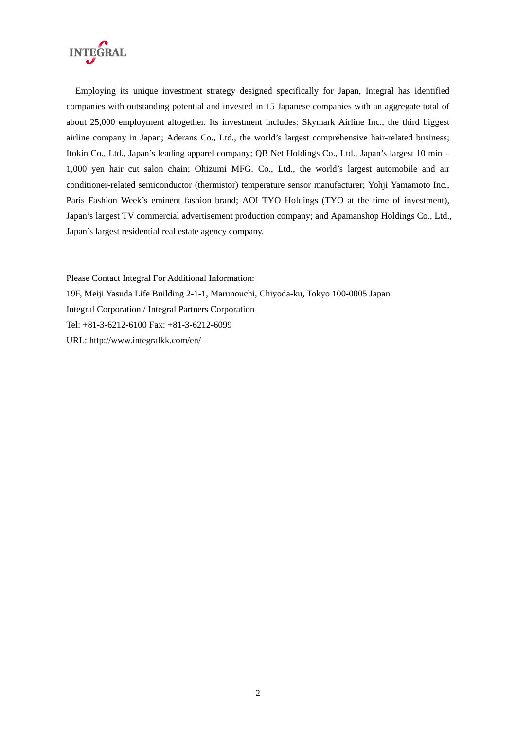**INTEGRAL**

Employing its unique investment strategy designed specifically for Japan, Integral has identified companies with outstanding potential and invested in 15 Japanese companies with an aggregate total of about 25,000 employment altogether. Its investment includes: Skymark Airline Inc., the third biggest airline company in Japan; Aderans Co., Ltd., the world's largest comprehensive hair-related business; Itokin Co., Ltd., Japan's leading apparel company; QB Net Holdings Co., Ltd., Japan's largest 10 min – 1,000 yen hair cut salon chain; Ohizumi MFG. Co., Ltd., the world's largest automobile and air conditioner-related semiconductor (thermistor) temperature sensor manufacturer; Yohji Yamamoto Inc., Paris Fashion Week's eminent fashion brand; AOI TYO Holdings (TYO at the time of investment), Japan's largest TV commercial advertisement production company; and Apamanshop Holdings Co., Ltd., Japan's largest residential real estate agency company.

Please Contact Integral For Additional Information:
19F, Meiji Yasuda Life Building 2-1-1, Marunouchi, Chiyoda-ku, Tokyo 100-0005 Japan
Integral Corporation / Integral Partners Corporation
Tel: +81-3-6212-6100 Fax: +81-3-6212-6099
URL: http://www.integralkk.com/en/